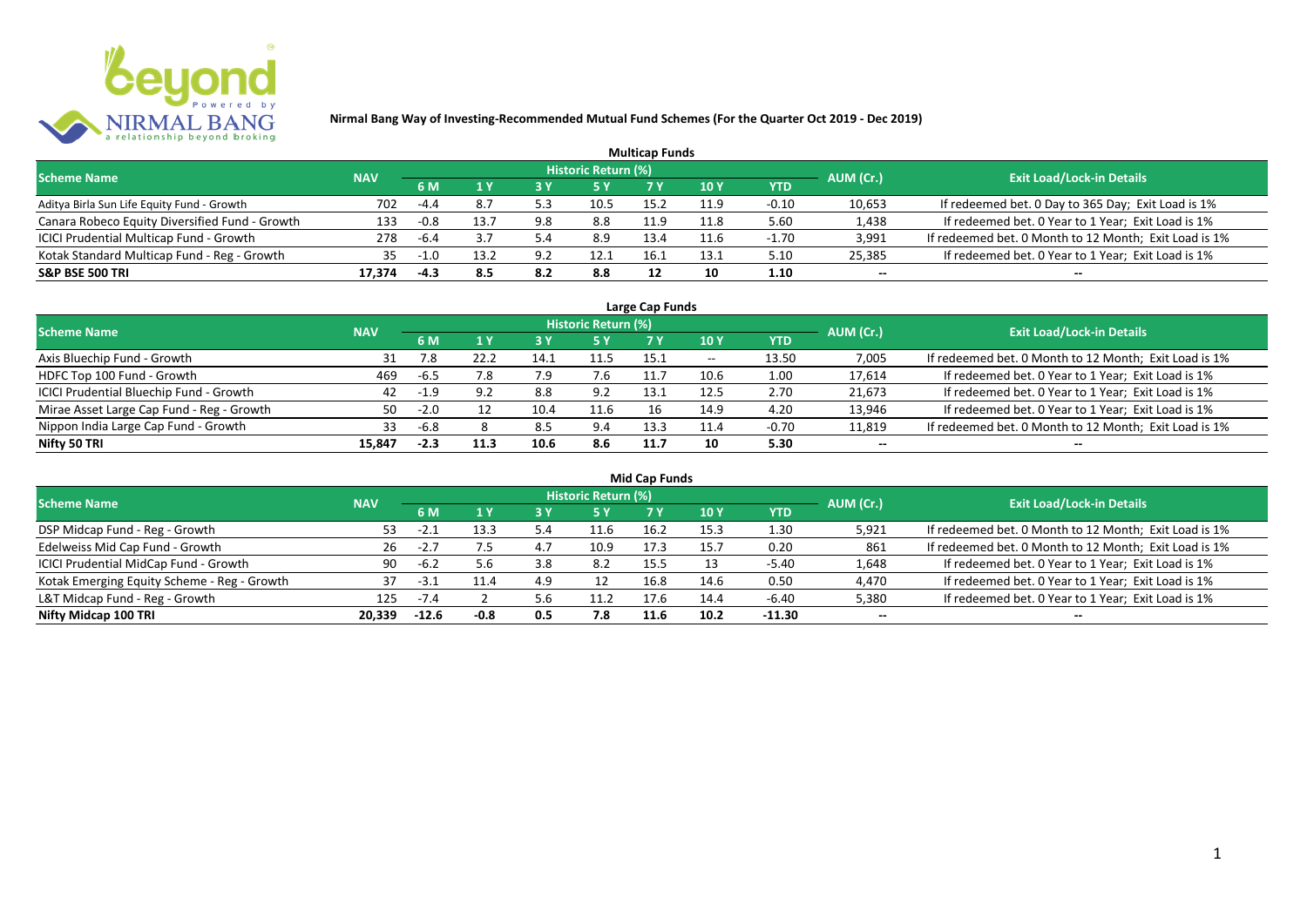# Nirmal Bang Way of Investing-Recommended Mutual Fund Schemes (For the Quarter Oct 2019 - Dec 2019)

## Multicap Funds

| Scheme Name | NAV | Historic Return (%) | | | | | | | AUM (Cr.) | Exit Load/Lock-in Details |
|---|---|---|---|---|---|---|---|---|---|---|
| | | 6 M | 1 Y | 3 Y | 5 Y | 7 Y | 10 Y | YTD | | |
| Aditya Birla Sun Life Equity Fund - Growth | 702 | -4.4 | 8.7 | 5.3 | 10.5 | 15.2 | 11.9 | -0.10 | 10,653 | If redeemed bet. 0 Day to 365 Day; Exit Load is 1% |
| Canara Robeco Equity Diversified Fund - Growth | 133 | -0.8 | 13.7 | 9.8 | 8.8 | 11.9 | 11.8 | 5.60 | 1,438 | If redeemed bet. 0 Year to 1 Year; Exit Load is 1% |
| ICICI Prudential Multicap Fund - Growth | 278 | -6.4 | 3.7 | 5.4 | 8.9 | 13.4 | 11.6 | -1.70 | 3,991 | If redeemed bet. 0 Month to 12 Month; Exit Load is 1% |
| Kotak Standard Multicap Fund - Reg - Growth | 35 | -1.0 | 13.2 | 9.2 | 12.1 | 16.1 | 13.1 | 5.10 | 25,385 | If redeemed bet. 0 Year to 1 Year; Exit Load is 1% |
| **S&P BSE 500 TRI** | **17,374** | **-4.3** | **8.5** | **8.2** | **8.8** | **12** | **10** | **1.10** | **--** | **--** |

## Large Cap Funds

| Scheme Name | NAV | Historic Return (%) | | | | | | | AUM (Cr.) | Exit Load/Lock-in Details |
|---|---|---|---|---|---|---|---|---|---|---|
| | | 6 M | 1 Y | 3 Y | 5 Y | 7 Y | 10 Y | YTD | | |
| Axis Bluechip Fund - Growth | 31 | 7.8 | 22.2 | 14.1 | 11.5 | 15.1 | -- | 13.50 | 7,005 | If redeemed bet. 0 Month to 12 Month; Exit Load is 1% |
| HDFC Top 100 Fund - Growth | 469 | -6.5 | 7.8 | 7.9 | 7.6 | 11.7 | 10.6 | 1.00 | 17,614 | If redeemed bet. 0 Year to 1 Year; Exit Load is 1% |
| ICICI Prudential Bluechip Fund - Growth | 42 | -1.9 | 9.2 | 8.8 | 9.2 | 13.1 | 12.5 | 2.70 | 21,673 | If redeemed bet. 0 Year to 1 Year; Exit Load is 1% |
| Mirae Asset Large Cap Fund - Reg - Growth | 50 | -2.0 | 12 | 10.4 | 11.6 | 16 | 14.9 | 4.20 | 13,946 | If redeemed bet. 0 Year to 1 Year; Exit Load is 1% |
| Nippon India Large Cap Fund - Growth | 33 | -6.8 | 8 | 8.5 | 9.4 | 13.3 | 11.4 | -0.70 | 11,819 | If redeemed bet. 0 Month to 12 Month; Exit Load is 1% |
| **Nifty 50 TRI** | **15,847** | **-2.3** | **11.3** | **10.6** | **8.6** | **11.7** | **10** | **5.30** | **--** | **--** |

## Mid Cap Funds

| Scheme Name | NAV | Historic Return (%) | | | | | | | AUM (Cr.) | Exit Load/Lock-in Details |
|---|---|---|---|---|---|---|---|---|---|---|
| | | 6 M | 1 Y | 3 Y | 5 Y | 7 Y | 10 Y | YTD | | |
| DSP Midcap Fund - Reg - Growth | 53 | -2.1 | 13.3 | 5.4 | 11.6 | 16.2 | 15.3 | 1.30 | 5,921 | If redeemed bet. 0 Month to 12 Month; Exit Load is 1% |
| Edelweiss Mid Cap Fund - Growth | 26 | -2.7 | 7.5 | 4.7 | 10.9 | 17.3 | 15.7 | 0.20 | 861 | If redeemed bet. 0 Month to 12 Month; Exit Load is 1% |
| ICICI Prudential MidCap Fund - Growth | 90 | -6.2 | 5.6 | 3.8 | 8.2 | 15.5 | 13 | -5.40 | 1,648 | If redeemed bet. 0 Year to 1 Year; Exit Load is 1% |
| Kotak Emerging Equity Scheme - Reg - Growth | 37 | -3.1 | 11.4 | 4.9 | 12 | 16.8 | 14.6 | 0.50 | 4,470 | If redeemed bet. 0 Year to 1 Year; Exit Load is 1% |
| L&T Midcap Fund - Reg - Growth | 125 | -7.4 | 2 | 5.6 | 11.2 | 17.6 | 14.4 | -6.40 | 5,380 | If redeemed bet. 0 Year to 1 Year; Exit Load is 1% |
| **Nifty Midcap 100 TRI** | **20,339** | **-12.6** | **-0.8** | **0.5** | **7.8** | **11.6** | **10.2** | **-11.30** | **--** | **--** |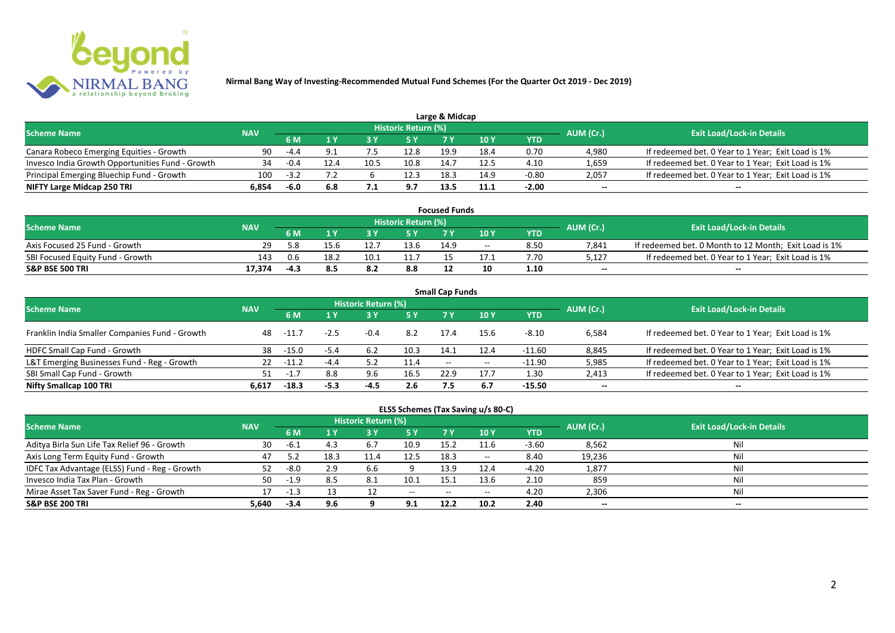# Nirmal Bang Way of Investing-Recommended Mutual Fund Schemes (For the Quarter Oct 2019 - Dec 2019)

## Large & Midcap

| Scheme Name | NAV | Historic Return (%) | | | | | | | AUM (Cr.) | Exit Load/Lock-in Details |
|---|---|---|---|---|---|---|---|---|---|---|
| | | 6 M | 1 Y | 3 Y | 5 Y | 7 Y | 10 Y | YTD | | |
| Canara Robeco Emerging Equities - Growth | 90 | -4.4 | 9.1 | 7.5 | 12.8 | 19.9 | 18.4 | 0.70 | 4,980 | If redeemed bet. 0 Year to 1 Year; Exit Load is 1% |
| Invesco India Growth Opportunities Fund - Growth | 34 | -0.4 | 12.4 | 10.5 | 10.8 | 14.7 | 12.5 | 4.10 | 1,659 | If redeemed bet. 0 Year to 1 Year; Exit Load is 1% |
| Principal Emerging Bluechip Fund - Growth | 100 | -3.2 | 7.2 | 6 | 12.3 | 18.3 | 14.9 | -0.80 | 2,057 | If redeemed bet. 0 Year to 1 Year; Exit Load is 1% |
| **NIFTY Large Midcap 250 TRI** | **6,854** | **-6.0** | **6.8** | **7.1** | **9.7** | **13.5** | **11.1** | **-2.00** | **--** | **--** |

## Focused Funds

| Scheme Name | NAV | Historic Return (%) | | | | | | | AUM (Cr.) | Exit Load/Lock-in Details |
|---|---|---|---|---|---|---|---|---|---|---|
| | | 6 M | 1 Y | 3 Y | 5 Y | 7 Y | 10 Y | YTD | | |
| Axis Focused 25 Fund - Growth | 29 | 5.8 | 15.6 | 12.7 | 13.6 | 14.9 | -- | 8.50 | 7,841 | If redeemed bet. 0 Month to 12 Month; Exit Load is 1% |
| SBI Focused Equity Fund - Growth | 143 | 0.6 | 18.2 | 10.1 | 11.7 | 15 | 17.1 | 7.70 | 5,127 | If redeemed bet. 0 Year to 1 Year; Exit Load is 1% |
| **S&P BSE 500 TRI** | **17,374** | **-4.3** | **8.5** | **8.2** | **8.8** | **12** | **10** | **1.10** | **--** | **--** |

## Small Cap Funds

| Scheme Name | NAV | Historic Return (%) | | | | | | | AUM (Cr.) | Exit Load/Lock-in Details |
|---|---|---|---|---|---|---|---|---|---|---|
| | | 6 M | 1 Y | 3 Y | 5 Y | 7 Y | 10 Y | YTD | | |
| Franklin India Smaller Companies Fund - Growth | 48 | -11.7 | -2.5 | -0.4 | 8.2 | 17.4 | 15.6 | -8.10 | 6,584 | If redeemed bet. 0 Year to 1 Year; Exit Load is 1% |
| HDFC Small Cap Fund - Growth | 38 | -15.0 | -5.4 | 6.2 | 10.3 | 14.1 | 12.4 | -11.60 | 8,845 | If redeemed bet. 0 Year to 1 Year; Exit Load is 1% |
| L&T Emerging Businesses Fund - Reg - Growth | 22 | -11.2 | -4.4 | 5.2 | 11.4 | -- | -- | -11.90 | 5,985 | If redeemed bet. 0 Year to 1 Year; Exit Load is 1% |
| SBI Small Cap Fund - Growth | 51 | -1.7 | 8.8 | 9.6 | 16.5 | 22.9 | 17.7 | 1.30 | 2,413 | If redeemed bet. 0 Year to 1 Year; Exit Load is 1% |
| **Nifty Smallcap 100 TRI** | **6,617** | **-18.3** | **-5.3** | **-4.5** | **2.6** | **7.5** | **6.7** | **-15.50** | **--** | **--** |

## ELSS Schemes (Tax Saving u/s 80-C)

| Scheme Name | NAV | Historic Return (%) | | | | | | | AUM (Cr.) | Exit Load/Lock-in Details |
|---|---|---|---|---|---|---|---|---|---|---|
| | | 6 M | 1 Y | 3 Y | 5 Y | 7 Y | 10 Y | YTD | | |
| Aditya Birla Sun Life Tax Relief 96 - Growth | 30 | -6.1 | 4.3 | 6.7 | 10.9 | 15.2 | 11.6 | -3.60 | 8,562 | Nil |
| Axis Long Term Equity Fund - Growth | 47 | 5.2 | 18.3 | 11.4 | 12.5 | 18.3 | -- | 8.40 | 19,236 | Nil |
| IDFC Tax Advantage (ELSS) Fund - Reg - Growth | 52 | -8.0 | 2.9 | 6.6 | 9 | 13.9 | 12.4 | -4.20 | 1,877 | Nil |
| Invesco India Tax Plan - Growth | 50 | -1.9 | 8.5 | 8.1 | 10.1 | 15.1 | 13.6 | 2.10 | 859 | Nil |
| Mirae Asset Tax Saver Fund - Reg - Growth | 17 | -1.3 | 13 | 12 | -- | -- | -- | 4.20 | 2,306 | Nil |
| **S&P BSE 200 TRI** | **5,640** | **-3.4** | **9.6** | **9** | **9.1** | **12.2** | **10.2** | **2.40** | **--** | **--** |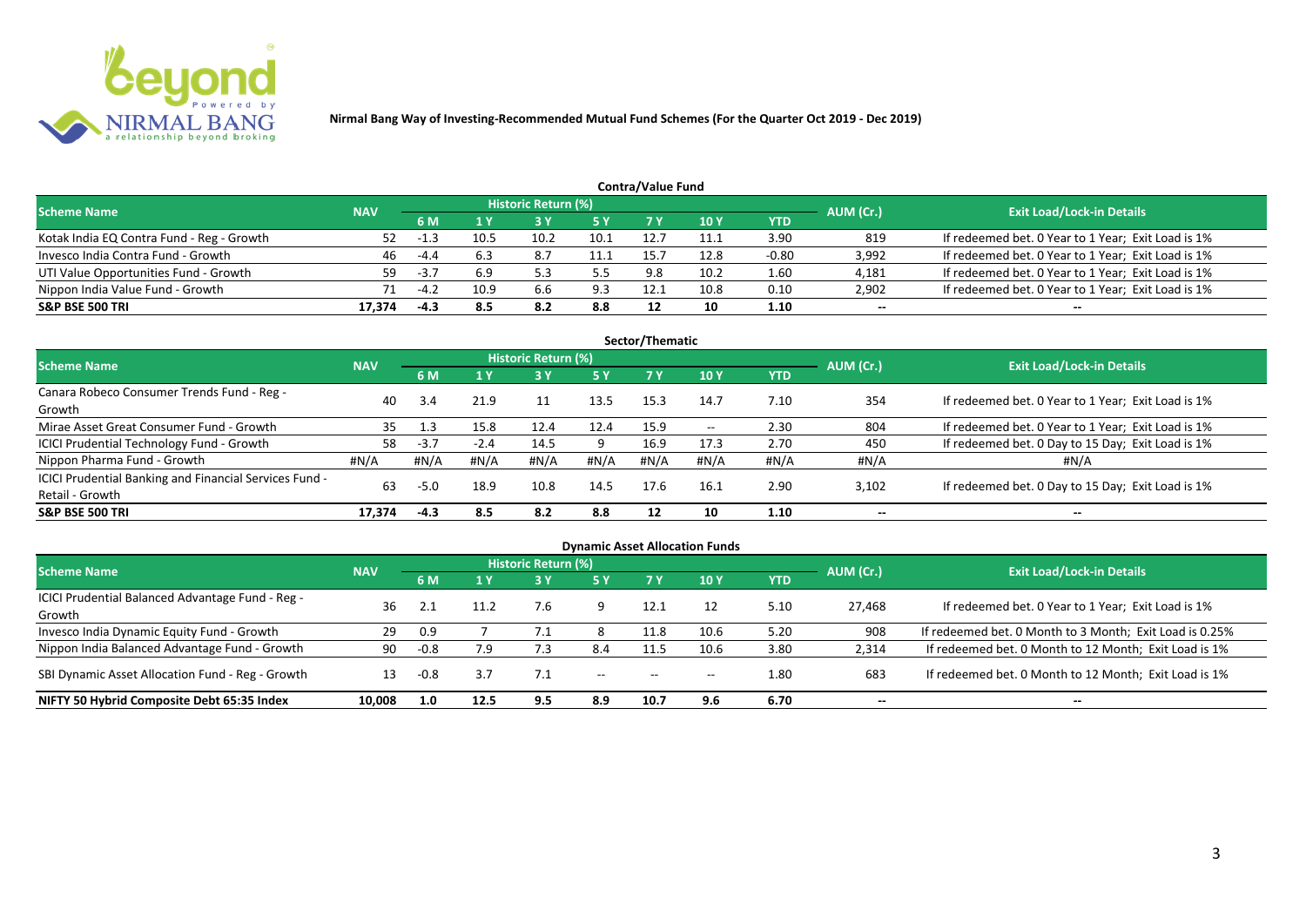**Nirmal Bang Way of Investing-Recommended Mutual Fund Schemes (For the Quarter Oct 2019 - Dec 2019)**

## Contra/Value Fund

| Scheme Name | NAV | Historic Return (%) | | | | | | YTD | AUM (Cr.) | Exit Load/Lock-in Details |
|---|---|---|---|---|---|---|---|---|---|---|
| | | 6 M | 1 Y | 3 Y | 5 Y | 7 Y | 10 Y | | | |
| Kotak India EQ Contra Fund - Reg - Growth | 52 | -1.3 | 10.5 | 10.2 | 10.1 | 12.7 | 11.1 | 3.90 | 819 | If redeemed bet. 0 Year to 1 Year; Exit Load is 1% |
| Invesco India Contra Fund - Growth | 46 | -4.4 | 6.3 | 8.7 | 11.1 | 15.7 | 12.8 | -0.80 | 3,992 | If redeemed bet. 0 Year to 1 Year; Exit Load is 1% |
| UTI Value Opportunities Fund - Growth | 59 | -3.7 | 6.9 | 5.3 | 5.5 | 9.8 | 10.2 | 1.60 | 4,181 | If redeemed bet. 0 Year to 1 Year; Exit Load is 1% |
| Nippon India Value Fund - Growth | 71 | -4.2 | 10.9 | 6.6 | 9.3 | 12.1 | 10.8 | 0.10 | 2,902 | If redeemed bet. 0 Year to 1 Year; Exit Load is 1% |
| **S&P BSE 500 TRI** | **17,374** | **-4.3** | **8.5** | **8.2** | **8.8** | **12** | **10** | **1.10** | **--** | **--** |

## Sector/Thematic

| Scheme Name | NAV | Historic Return (%) | | | | | | YTD | AUM (Cr.) | Exit Load/Lock-in Details |
|---|---|---|---|---|---|---|---|---|---|---|
| | | 6 M | 1 Y | 3 Y | 5 Y | 7 Y | 10 Y | | | |
| Canara Robeco Consumer Trends Fund - Reg - Growth | 40 | 3.4 | 21.9 | 11 | 13.5 | 15.3 | 14.7 | 7.10 | 354 | If redeemed bet. 0 Year to 1 Year; Exit Load is 1% |
| Mirae Asset Great Consumer Fund - Growth | 35 | 1.3 | 15.8 | 12.4 | 12.4 | 15.9 | -- | 2.30 | 804 | If redeemed bet. 0 Year to 1 Year; Exit Load is 1% |
| ICICI Prudential Technology Fund - Growth | 58 | -3.7 | -2.4 | 14.5 | 9 | 16.9 | 17.3 | 2.70 | 450 | If redeemed bet. 0 Day to 15 Day; Exit Load is 1% |
| Nippon Pharma Fund - Growth | #N/A | #N/A | #N/A | #N/A | #N/A | #N/A | #N/A | #N/A | #N/A | #N/A |
| ICICI Prudential Banking and Financial Services Fund - Retail - Growth | 63 | -5.0 | 18.9 | 10.8 | 14.5 | 17.6 | 16.1 | 2.90 | 3,102 | If redeemed bet. 0 Day to 15 Day; Exit Load is 1% |
| **S&P BSE 500 TRI** | **17,374** | **-4.3** | **8.5** | **8.2** | **8.8** | **12** | **10** | **1.10** | **--** | **--** |

## Dynamic Asset Allocation Funds

| Scheme Name | NAV | Historic Return (%) | | | | | | YTD | AUM (Cr.) | Exit Load/Lock-in Details |
|---|---|---|---|---|---|---|---|---|---|---|
| | | 6 M | 1 Y | 3 Y | 5 Y | 7 Y | 10 Y | | | |
| ICICI Prudential Balanced Advantage Fund - Reg - Growth | 36 | 2.1 | 11.2 | 7.6 | 9 | 12.1 | 12 | 5.10 | 27,468 | If redeemed bet. 0 Year to 1 Year; Exit Load is 1% |
| Invesco India Dynamic Equity Fund - Growth | 29 | 0.9 | 7 | 7.1 | 8 | 11.8 | 10.6 | 5.20 | 908 | If redeemed bet. 0 Month to 3 Month; Exit Load is 0.25% |
| Nippon India Balanced Advantage Fund - Growth | 90 | -0.8 | 7.9 | 7.3 | 8.4 | 11.5 | 10.6 | 3.80 | 2,314 | If redeemed bet. 0 Month to 12 Month; Exit Load is 1% |
| SBI Dynamic Asset Allocation Fund - Reg - Growth | 13 | -0.8 | 3.7 | 7.1 | -- | -- | -- | 1.80 | 683 | If redeemed bet. 0 Month to 12 Month; Exit Load is 1% |
| **NIFTY 50 Hybrid Composite Debt 65:35 Index** | **10,008** | **1.0** | **12.5** | **9.5** | **8.9** | **10.7** | **9.6** | **6.70** | **--** | **--** |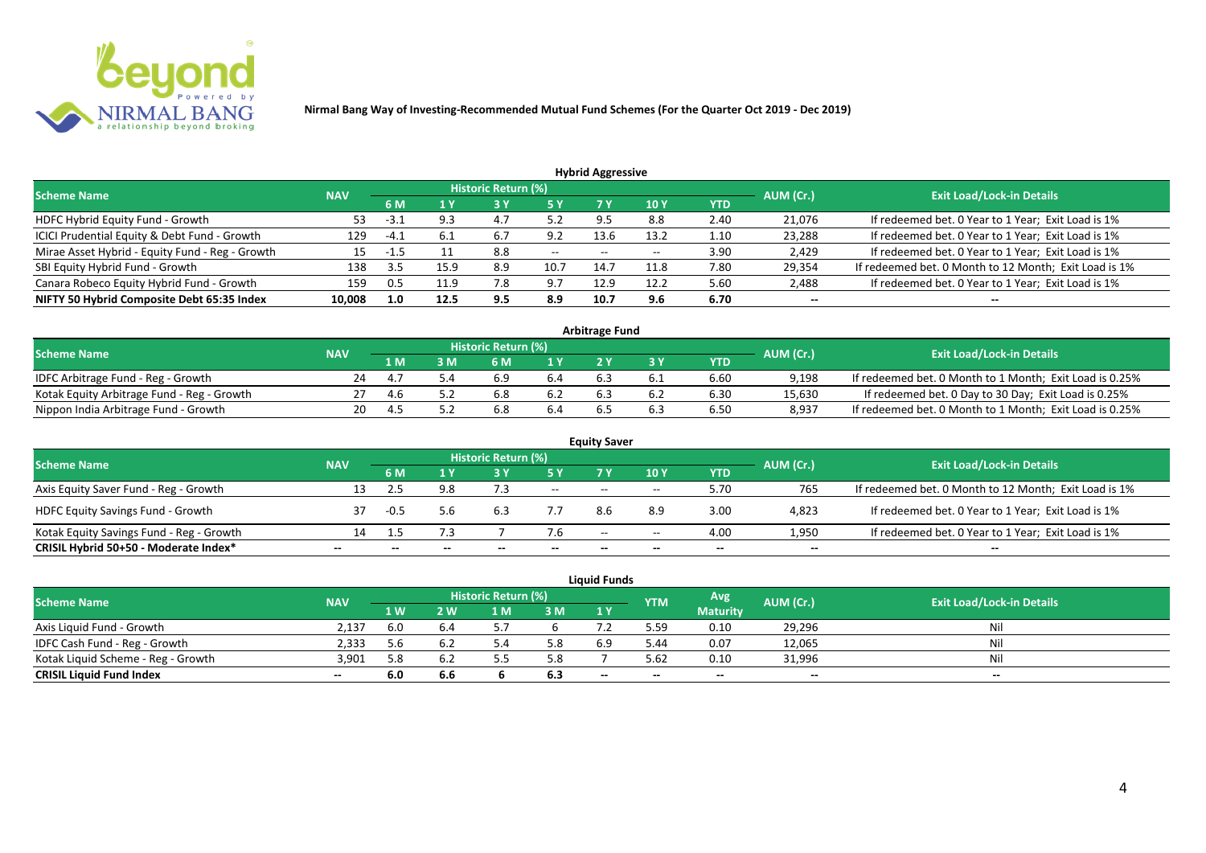**Nirmal Bang Way of Investing-Recommended Mutual Fund Schemes (For the Quarter Oct 2019 - Dec 2019)**

### Hybrid Aggressive

| Scheme Name | NAV | Historic Return (%) | | | | | | | AUM (Cr.) | Exit Load/Lock-in Details |
|---|---|---|---|---|---|---|---|---|---|---|
| | | 6 M | 1 Y | 3 Y | 5 Y | 7 Y | 10 Y | YTD | | |
| HDFC Hybrid Equity Fund - Growth | 53 | -3.1 | 9.3 | 4.7 | 5.2 | 9.5 | 8.8 | 2.40 | 21,076 | If redeemed bet. 0 Year to 1 Year; Exit Load is 1% |
| ICICI Prudential Equity & Debt Fund - Growth | 129 | -4.1 | 6.1 | 6.7 | 9.2 | 13.6 | 13.2 | 1.10 | 23,288 | If redeemed bet. 0 Year to 1 Year; Exit Load is 1% |
| Mirae Asset Hybrid - Equity Fund - Reg - Growth | 15 | -1.5 | 11 | 8.8 | -- | -- | -- | 3.90 | 2,429 | If redeemed bet. 0 Year to 1 Year; Exit Load is 1% |
| SBI Equity Hybrid Fund - Growth | 138 | 3.5 | 15.9 | 8.9 | 10.7 | 14.7 | 11.8 | 7.80 | 29,354 | If redeemed bet. 0 Month to 12 Month; Exit Load is 1% |
| Canara Robeco Equity Hybrid Fund - Growth | 159 | 0.5 | 11.9 | 7.8 | 9.7 | 12.9 | 12.2 | 5.60 | 2,488 | If redeemed bet. 0 Year to 1 Year; Exit Load is 1% |
| **NIFTY 50 Hybrid Composite Debt 65:35 Index** | **10,008** | **1.0** | **12.5** | **9.5** | **8.9** | **10.7** | **9.6** | **6.70** | **--** | **--** |

### Arbitrage Fund

| Scheme Name | NAV | Historic Return (%) | | | | | | | AUM (Cr.) | Exit Load/Lock-in Details |
|---|---|---|---|---|---|---|---|---|---|---|
| | | 1 M | 3 M | 6 M | 1 Y | 2 Y | 3 Y | YTD | | |
| IDFC Arbitrage Fund - Reg - Growth | 24 | 4.7 | 5.4 | 6.9 | 6.4 | 6.3 | 6.1 | 6.60 | 9,198 | If redeemed bet. 0 Month to 1 Month; Exit Load is 0.25% |
| Kotak Equity Arbitrage Fund - Reg - Growth | 27 | 4.6 | 5.2 | 6.8 | 6.2 | 6.3 | 6.2 | 6.30 | 15,630 | If redeemed bet. 0 Day to 30 Day; Exit Load is 0.25% |
| Nippon India Arbitrage Fund - Growth | 20 | 4.5 | 5.2 | 6.8 | 6.4 | 6.5 | 6.3 | 6.50 | 8,937 | If redeemed bet. 0 Month to 1 Month; Exit Load is 0.25% |

### Equity Saver

| Scheme Name | NAV | Historic Return (%) | | | | | | | AUM (Cr.) | Exit Load/Lock-in Details |
|---|---|---|---|---|---|---|---|---|---|---|
| | | 6 M | 1 Y | 3 Y | 5 Y | 7 Y | 10 Y | YTD | | |
| Axis Equity Saver Fund - Reg - Growth | 13 | 2.5 | 9.8 | 7.3 | -- | -- | -- | 5.70 | 765 | If redeemed bet. 0 Month to 12 Month; Exit Load is 1% |
| HDFC Equity Savings Fund - Growth | 37 | -0.5 | 5.6 | 6.3 | 7.7 | 8.6 | 8.9 | 3.00 | 4,823 | If redeemed bet. 0 Year to 1 Year; Exit Load is 1% |
| Kotak Equity Savings Fund - Reg - Growth | 14 | 1.5 | 7.3 | 7 | 7.6 | -- | -- | 4.00 | 1,950 | If redeemed bet. 0 Year to 1 Year; Exit Load is 1% |
| **CRISIL Hybrid 50+50 - Moderate Index*** | **--** | **--** | **--** | **--** | **--** | **--** | **--** | **--** | **--** | **--** |

### Liquid Funds

| Scheme Name | NAV | Historic Return (%) | | | | | YTM | Avg Maturity | AUM (Cr.) | Exit Load/Lock-in Details |
|---|---|---|---|---|---|---|---|---|---|---|
| | | 1 W | 2 W | 1 M | 3 M | 1 Y | | | | |
| Axis Liquid Fund - Growth | 2,137 | 6.0 | 6.4 | 5.7 | 6 | 7.2 | 5.59 | 0.10 | 29,296 | Nil |
| IDFC Cash Fund - Reg - Growth | 2,333 | 5.6 | 6.2 | 5.4 | 5.8 | 6.9 | 5.44 | 0.07 | 12,065 | Nil |
| Kotak Liquid Scheme - Reg - Growth | 3,901 | 5.8 | 6.2 | 5.5 | 5.8 | 7 | 5.62 | 0.10 | 31,996 | Nil |
| **CRISIL Liquid Fund Index** | **--** | **6.0** | **6.6** | **6** | **6.3** | **--** | **--** | **--** | **--** | **--** |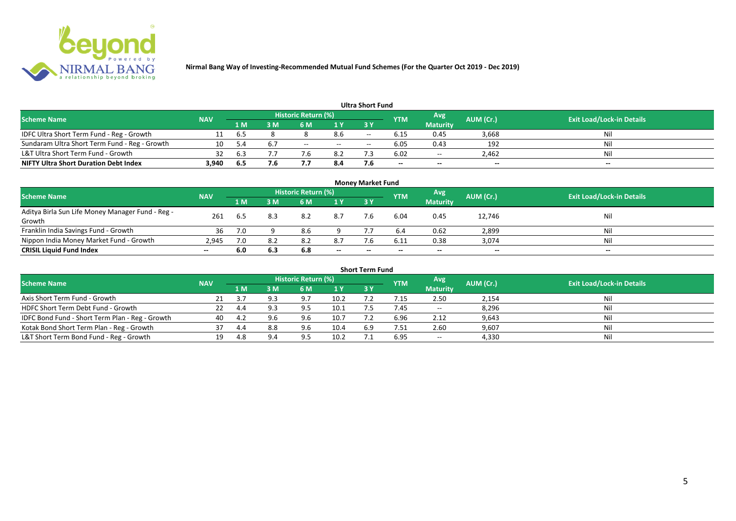**Nirmal Bang Way of Investing-Recommended Mutual Fund Schemes (For the Quarter Oct 2019 - Dec 2019)**

### Ultra Short Fund

| Scheme Name | NAV | Historic Return (%) | | | | | YTM | Avg Maturity | AUM (Cr.) | Exit Load/Lock-in Details |
|---|---|---|---|---|---|---|---|---|---|---|
| | | 1 M | 3 M | 6 M | 1 Y | 3 Y | | | | |
| IDFC Ultra Short Term Fund - Reg - Growth | 11 | 6.5 | 8 | 8 | 8.6 | -- | 6.15 | 0.45 | 3,668 | Nil |
| Sundaram Ultra Short Term Fund - Reg - Growth | 10 | 5.4 | 6.7 | -- | -- | -- | 6.05 | 0.43 | 192 | Nil |
| L&T Ultra Short Term Fund - Growth | 32 | 6.3 | 7.7 | 7.6 | 8.2 | 7.3 | 6.02 | -- | 2,462 | Nil |
| **NIFTY Ultra Short Duration Debt Index** | **3,940** | **6.5** | **7.6** | **7.7** | **8.4** | **7.6** | **--** | **--** | **--** | **--** |

### Money Market Fund

| Scheme Name | NAV | Historic Return (%) | | | | | YTM | Avg Maturity | AUM (Cr.) | Exit Load/Lock-in Details |
|---|---|---|---|---|---|---|---|---|---|---|
| | | 1 M | 3 M | 6 M | 1 Y | 3 Y | | | | |
| Aditya Birla Sun Life Money Manager Fund - Reg - Growth | 261 | 6.5 | 8.3 | 8.2 | 8.7 | 7.6 | 6.04 | 0.45 | 12,746 | Nil |
| Franklin India Savings Fund - Growth | 36 | 7.0 | 9 | 8.6 | 9 | 7.7 | 6.4 | 0.62 | 2,899 | Nil |
| Nippon India Money Market Fund - Growth | 2,945 | 7.0 | 8.2 | 8.2 | 8.7 | 7.6 | 6.11 | 0.38 | 3,074 | Nil |
| **CRISIL Liquid Fund Index** | **--** | **6.0** | **6.3** | **6.8** | **--** | **--** | **--** | **--** | **--** | **--** |

### Short Term Fund

| Scheme Name | NAV | Historic Return (%) | | | | | YTM | Avg Maturity | AUM (Cr.) | Exit Load/Lock-in Details |
|---|---|---|---|---|---|---|---|---|---|---|
| | | 1 M | 3 M | 6 M | 1 Y | 3 Y | | | | |
| Axis Short Term Fund - Growth | 21 | 3.7 | 9.3 | 9.7 | 10.2 | 7.2 | 7.15 | 2.50 | 2,154 | Nil |
| HDFC Short Term Debt Fund - Growth | 22 | 4.4 | 9.3 | 9.5 | 10.1 | 7.5 | 7.45 | -- | 8,296 | Nil |
| IDFC Bond Fund - Short Term Plan - Reg - Growth | 40 | 4.2 | 9.6 | 9.6 | 10.7 | 7.2 | 6.96 | 2.12 | 9,643 | Nil |
| Kotak Bond Short Term Plan - Reg - Growth | 37 | 4.4 | 8.8 | 9.6 | 10.4 | 6.9 | 7.51 | 2.60 | 9,607 | Nil |
| L&T Short Term Bond Fund - Reg - Growth | 19 | 4.8 | 9.4 | 9.5 | 10.2 | 7.1 | 6.95 | -- | 4,330 | Nil |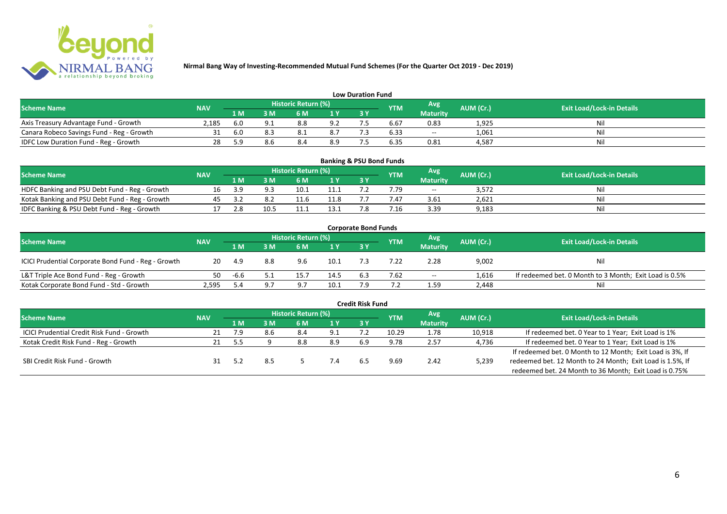**Nirmal Bang Way of Investing-Recommended Mutual Fund Schemes (For the Quarter Oct 2019 - Dec 2019)**

## Low Duration Fund

| Scheme Name | NAV | Historic Return (%) | | | | | YTM | Avg Maturity | AUM (Cr.) | Exit Load/Lock-in Details |
|---|---|---|---|---|---|---|---|---|---|---|
| | | 1 M | 3 M | 6 M | 1 Y | 3 Y | | | | |
| Axis Treasury Advantage Fund - Growth | 2,185 | 6.0 | 9.1 | 8.8 | 9.2 | 7.5 | 6.67 | 0.83 | 1,925 | Nil |
| Canara Robeco Savings Fund - Reg - Growth | 31 | 6.0 | 8.3 | 8.1 | 8.7 | 7.3 | 6.33 | -- | 1,061 | Nil |
| IDFC Low Duration Fund - Reg - Growth | 28 | 5.9 | 8.6 | 8.4 | 8.9 | 7.5 | 6.35 | 0.81 | 4,587 | Nil |

## Banking & PSU Bond Funds

| Scheme Name | NAV | Historic Return (%) | | | | | YTM | Avg Maturity | AUM (Cr.) | Exit Load/Lock-in Details |
|---|---|---|---|---|---|---|---|---|---|---|
| | | 1 M | 3 M | 6 M | 1 Y | 3 Y | | | | |
| HDFC Banking and PSU Debt Fund - Reg - Growth | 16 | 3.9 | 9.3 | 10.1 | 11.1 | 7.2 | 7.79 | -- | 3,572 | Nil |
| Kotak Banking and PSU Debt Fund - Reg - Growth | 45 | 3.2 | 8.2 | 11.6 | 11.8 | 7.7 | 7.47 | 3.61 | 2,621 | Nil |
| IDFC Banking & PSU Debt Fund - Reg - Growth | 17 | 2.8 | 10.5 | 11.1 | 13.1 | 7.8 | 7.16 | 3.39 | 9,183 | Nil |

## Corporate Bond Funds

| Scheme Name | NAV | Historic Return (%) | | | | | YTM | Avg Maturity | AUM (Cr.) | Exit Load/Lock-in Details |
|---|---|---|---|---|---|---|---|---|---|---|
| | | 1 M | 3 M | 6 M | 1 Y | 3 Y | | | | |
| ICICI Prudential Corporate Bond Fund - Reg - Growth | 20 | 4.9 | 8.8 | 9.6 | 10.1 | 7.3 | 7.22 | 2.28 | 9,002 | Nil |
| L&T Triple Ace Bond Fund - Reg - Growth | 50 | -6.6 | 5.1 | 15.7 | 14.5 | 6.3 | 7.62 | -- | 1,616 | If redeemed bet. 0 Month to 3 Month; Exit Load is 0.5% |
| Kotak Corporate Bond Fund - Std - Growth | 2,595 | 5.4 | 9.7 | 9.7 | 10.1 | 7.9 | 7.2 | 1.59 | 2,448 | Nil |

## Credit Risk Fund

| Scheme Name | NAV | Historic Return (%) | | | | | YTM | Avg Maturity | AUM (Cr.) | Exit Load/Lock-in Details |
|---|---|---|---|---|---|---|---|---|---|---|
| | | 1 M | 3 M | 6 M | 1 Y | 3 Y | | | | |
| ICICI Prudential Credit Risk Fund - Growth | 21 | 7.9 | 8.6 | 8.4 | 9.1 | 7.2 | 10.29 | 1.78 | 10,918 | If redeemed bet. 0 Year to 1 Year; Exit Load is 1% |
| Kotak Credit Risk Fund - Reg - Growth | 21 | 5.5 | 9 | 8.8 | 8.9 | 6.9 | 9.78 | 2.57 | 4,736 | If redeemed bet. 0 Year to 1 Year; Exit Load is 1% |
| SBI Credit Risk Fund - Growth | 31 | 5.2 | 8.5 | 5 | 7.4 | 6.5 | 9.69 | 2.42 | 5,239 | If redeemed bet. 0 Month to 12 Month; Exit Load is 3%, If redeemed bet. 12 Month to 24 Month; Exit Load is 1.5%, If redeemed bet. 24 Month to 36 Month; Exit Load is 0.75% |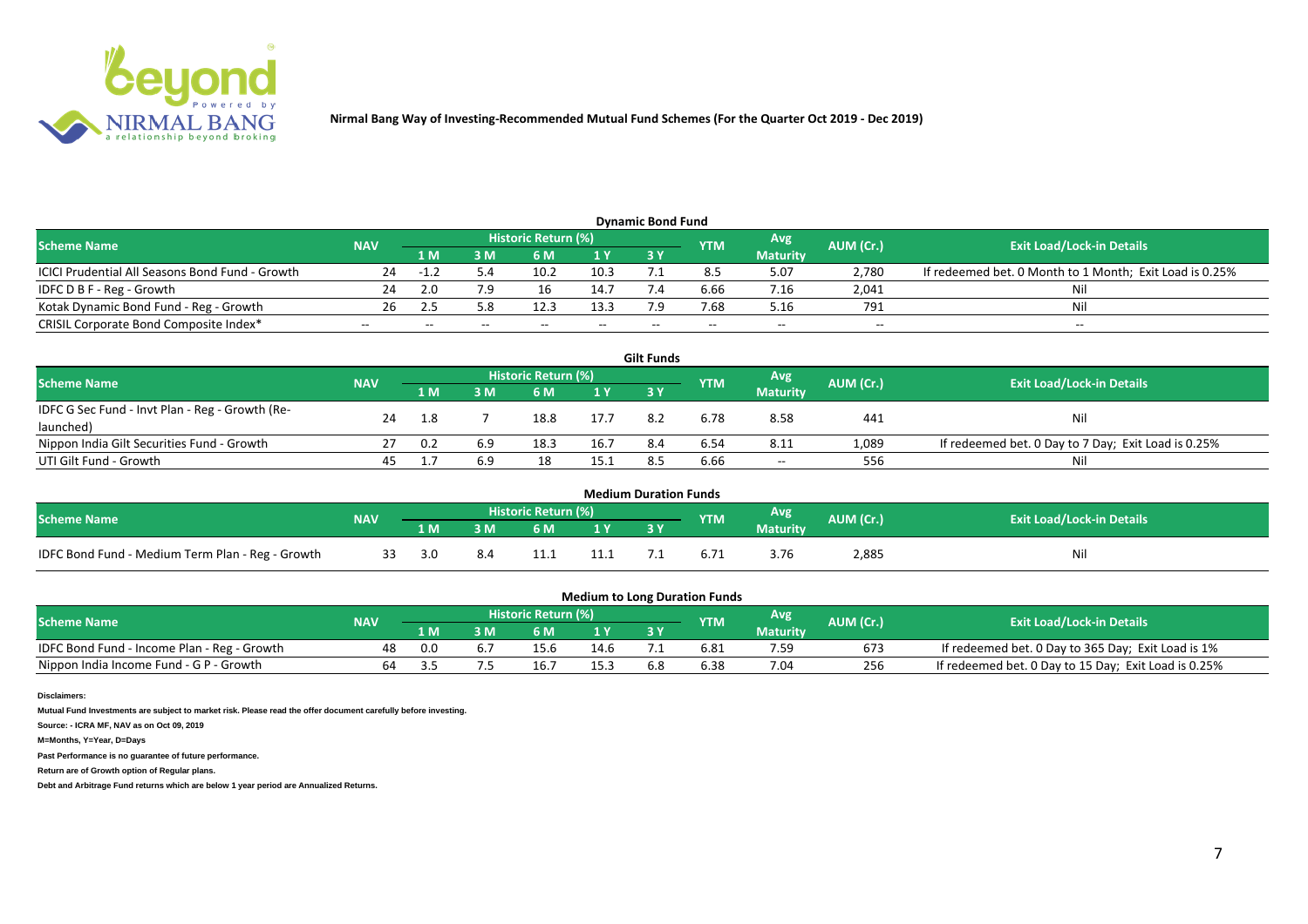Nirmal Bang Way of Investing-Recommended Mutual Fund Schemes (For the Quarter Oct 2019 - Dec 2019)

## Dynamic Bond Fund

| Scheme Name | NAV | Historic Return (%) | | | | | YTM | Avg Maturity | AUM (Cr.) | Exit Load/Lock-in Details |
|---|---|---|---|---|---|---|---|---|---|---|
| | | 1 M | 3 M | 6 M | 1 Y | 3 Y | | | | |
| ICICI Prudential All Seasons Bond Fund - Growth | 24 | -1.2 | 5.4 | 10.2 | 10.3 | 7.1 | 8.5 | 5.07 | 2,780 | If redeemed bet. 0 Month to 1 Month; Exit Load is 0.25% |
| IDFC D B F - Reg - Growth | 24 | 2.0 | 7.9 | 16 | 14.7 | 7.4 | 6.66 | 7.16 | 2,041 | Nil |
| Kotak Dynamic Bond Fund - Reg - Growth | 26 | 2.5 | 5.8 | 12.3 | 13.3 | 7.9 | 7.68 | 5.16 | 791 | Nil |
| CRISIL Corporate Bond Composite Index* | -- | -- | -- | -- | -- | -- | -- | -- | -- | -- |

## Gilt Funds

| Scheme Name | NAV | Historic Return (%) | | | | | YTM | Avg Maturity | AUM (Cr.) | Exit Load/Lock-in Details |
|---|---|---|---|---|---|---|---|---|---|---|
| | | 1 M | 3 M | 6 M | 1 Y | 3 Y | | | | |
| IDFC G Sec Fund - Invt Plan - Reg - Growth (Re-launched) | 24 | 1.8 | 7 | 18.8 | 17.7 | 8.2 | 6.78 | 8.58 | 441 | Nil |
| Nippon India Gilt Securities Fund - Growth | 27 | 0.2 | 6.9 | 18.3 | 16.7 | 8.4 | 6.54 | 8.11 | 1,089 | If redeemed bet. 0 Day to 7 Day; Exit Load is 0.25% |
| UTI Gilt Fund - Growth | 45 | 1.7 | 6.9 | 18 | 15.1 | 8.5 | 6.66 | -- | 556 | Nil |

## Medium Duration Funds

| Scheme Name | NAV | Historic Return (%) | | | | | YTM | Avg Maturity | AUM (Cr.) | Exit Load/Lock-in Details |
|---|---|---|---|---|---|---|---|---|---|---|
| | | 1 M | 3 M | 6 M | 1 Y | 3 Y | | | | |
| IDFC Bond Fund - Medium Term Plan - Reg - Growth | 33 | 3.0 | 8.4 | 11.1 | 11.1 | 7.1 | 6.71 | 3.76 | 2,885 | Nil |

## Medium to Long Duration Funds

| Scheme Name | NAV | Historic Return (%) | | | | | YTM | Avg Maturity | AUM (Cr.) | Exit Load/Lock-in Details |
|---|---|---|---|---|---|---|---|---|---|---|
| | | 1 M | 3 M | 6 M | 1 Y | 3 Y | | | | |
| IDFC Bond Fund - Income Plan - Reg - Growth | 48 | 0.0 | 6.7 | 15.6 | 14.6 | 7.1 | 6.81 | 7.59 | 673 | If redeemed bet. 0 Day to 365 Day; Exit Load is 1% |
| Nippon India Income Fund - G P - Growth | 64 | 3.5 | 7.5 | 16.7 | 15.3 | 6.8 | 6.38 | 7.04 | 256 | If redeemed bet. 0 Day to 15 Day; Exit Load is 0.25% |

**Disclaimers:**

**Mutual Fund Investments are subject to market risk. Please read the offer document carefully before investing.**

**Source: - ICRA MF, NAV as on Oct 09, 2019**

**M=Months, Y=Year, D=Days**

**Past Performance is no guarantee of future performance.**

**Return are of Growth option of Regular plans.**

**Debt and Arbitrage Fund returns which are below 1 year period are Annualized Returns.**